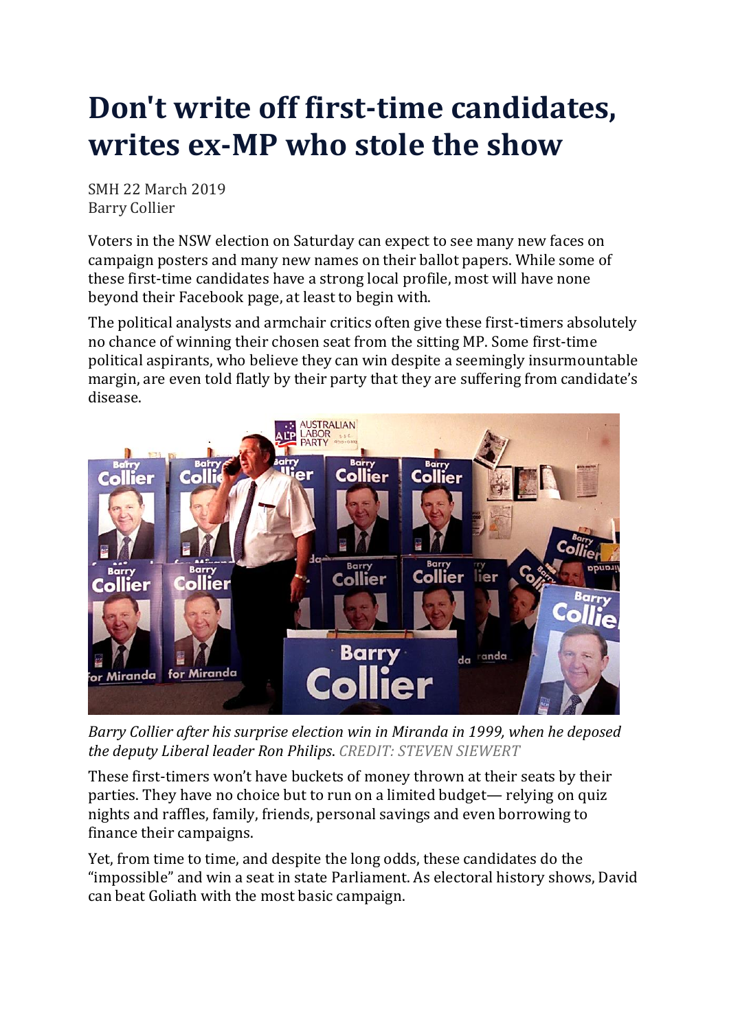# Don't write off first-time candidates, writes ex-MP who stole the show

SMH 22 March 2019
Barry Collier

Voters in the NSW election on Saturday can expect to see many new faces on campaign posters and many new names on their ballot papers. While some of these first-time candidates have a strong local profile, most will have none beyond their Facebook page, at least to begin with.

The political analysts and armchair critics often give these first-timers absolutely no chance of winning their chosen seat from the sitting MP. Some first-time political aspirants, who believe they can win despite a seemingly insurmountable margin, are even told flatly by their party that they are suffering from candidate's disease.

*Barry Collier after his surprise election win in Miranda in 1999, when he deposed the deputy Liberal leader Ron Philips. CREDIT: STEVEN SIEWERT*

These first-timers won't have buckets of money thrown at their seats by their parties. They have no choice but to run on a limited budget— relying on quiz nights and raffles, family, friends, personal savings and even borrowing to finance their campaigns.

Yet, from time to time, and despite the long odds, these candidates do the "impossible" and win a seat in state Parliament. As electoral history shows, David can beat Goliath with the most basic campaign.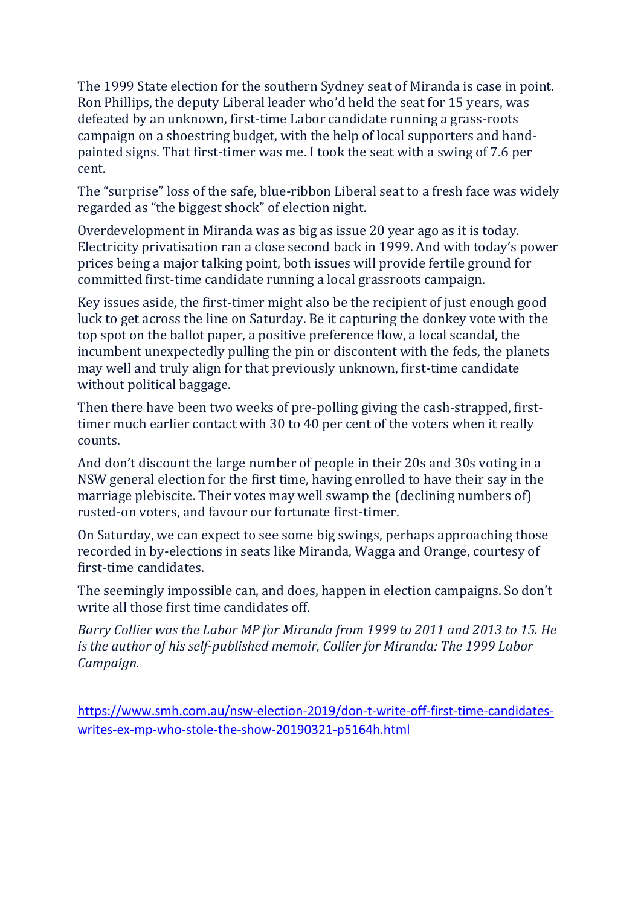The 1999 State election for the southern Sydney seat of Miranda is case in point. Ron Phillips, the deputy Liberal leader who'd held the seat for 15 years, was defeated by an unknown, first-time Labor candidate running a grass-roots campaign on a shoestring budget, with the help of local supporters and hand-painted signs. That first-timer was me. I took the seat with a swing of 7.6 per cent.

The "surprise" loss of the safe, blue-ribbon Liberal seat to a fresh face was widely regarded as "the biggest shock" of election night.

Overdevelopment in Miranda was as big as issue 20 year ago as it is today. Electricity privatisation ran a close second back in 1999. And with today's power prices being a major talking point, both issues will provide fertile ground for committed first-time candidate running a local grassroots campaign.

Key issues aside, the first-timer might also be the recipient of just enough good luck to get across the line on Saturday. Be it capturing the donkey vote with the top spot on the ballot paper, a positive preference flow, a local scandal, the incumbent unexpectedly pulling the pin or discontent with the feds, the planets may well and truly align for that previously unknown, first-time candidate without political baggage.

Then there have been two weeks of pre-polling giving the cash-strapped, first-timer much earlier contact with 30 to 40 per cent of the voters when it really counts.

And don't discount the large number of people in their 20s and 30s voting in a NSW general election for the first time, having enrolled to have their say in the marriage plebiscite. Their votes may well swamp the (declining numbers of) rusted-on voters, and favour our fortunate first-timer.

On Saturday, we can expect to see some big swings, perhaps approaching those recorded in by-elections in seats like Miranda, Wagga and Orange, courtesy of first-time candidates.

The seemingly impossible can, and does, happen in election campaigns. So don't write all those first time candidates off.

*Barry Collier was the Labor MP for Miranda from 1999 to 2011 and 2013 to 15. He is the author of his self-published memoir, Collier for Miranda: The 1999 Labor Campaign.*

https://www.smh.com.au/nsw-election-2019/don-t-write-off-first-time-candidates-writes-ex-mp-who-stole-the-show-20190321-p5164h.html